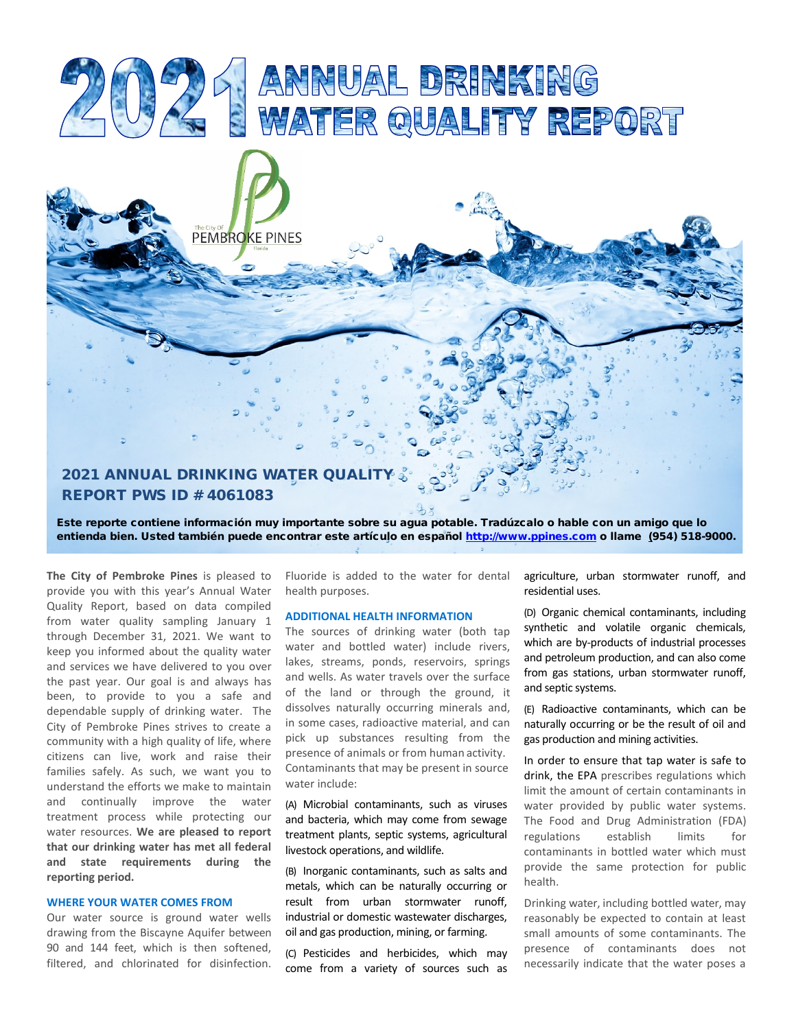# 2021 ANNUAL DRINKING WATER QUALITY REPORT

The City Of PEMBROKE PINES Florida

## 2021 ANNUAL DRINKING WATER QUALITY REPORT PWS ID # 4061083

**Este reporte contiene información muy importante sobre su agua potable. Tradúzcalo o hable con un amigo que lo entienda bien. Usted también puede encontrar este artículo en español http://www.ppines.com o llame (954) 518-9000.**

**The City of Pembroke Pines** is pleased to provide you with this year's Annual Water Quality Report, based on data compiled from water quality sampling January 1 through December 31, 2021. We want to keep you informed about the quality water and services we have delivered to you over the past year. Our goal is and always has been, to provide to you a safe and dependable supply of drinking water. The City of Pembroke Pines strives to create a community with a high quality of life, where citizens can live, work and raise their families safely. As such, we want you to understand the efforts we make to maintain and continually improve the water treatment process while protecting our water resources. **We are pleased to report that our drinking water has met all federal and state requirements during the reporting period.**

### WHERE YOUR WATER COMES FROM

Our water source is ground water wells drawing from the Biscayne Aquifer between 90 and 144 feet, which is then softened, filtered, and chlorinated for disinfection. Fluoride is added to the water for dental health purposes.

### ADDITIONAL HEALTH INFORMATION

The sources of drinking water (both tap water and bottled water) include rivers, lakes, streams, ponds, reservoirs, springs and wells. As water travels over the surface of the land or through the ground, it dissolves naturally occurring minerals and, in some cases, radioactive material, and can pick up substances resulting from the presence of animals or from human activity. Contaminants that may be present in source water include:

(A) Microbial contaminants, such as viruses and bacteria, which may come from sewage treatment plants, septic systems, agricultural livestock operations, and wildlife.

(B) Inorganic contaminants, such as salts and metals, which can be naturally occurring or result from urban stormwater runoff, industrial or domestic wastewater discharges, oil and gas production, mining, or farming.

(C) Pesticides and herbicides, which may come from a variety of sources such as agriculture, urban stormwater runoff, and residential uses.

(D) Organic chemical contaminants, including synthetic and volatile organic chemicals, which are by-products of industrial processes and petroleum production, and can also come from gas stations, urban stormwater runoff, and septic systems.

(E) Radioactive contaminants, which can be naturally occurring or be the result of oil and gas production and mining activities.

In order to ensure that tap water is safe to drink, the EPA prescribes regulations which limit the amount of certain contaminants in water provided by public water systems. The Food and Drug Administration (FDA) regulations establish limits for contaminants in bottled water which must provide the same protection for public health.

Drinking water, including bottled water, may reasonably be expected to contain at least small amounts of some contaminants. The presence of contaminants does not necessarily indicate that the water poses a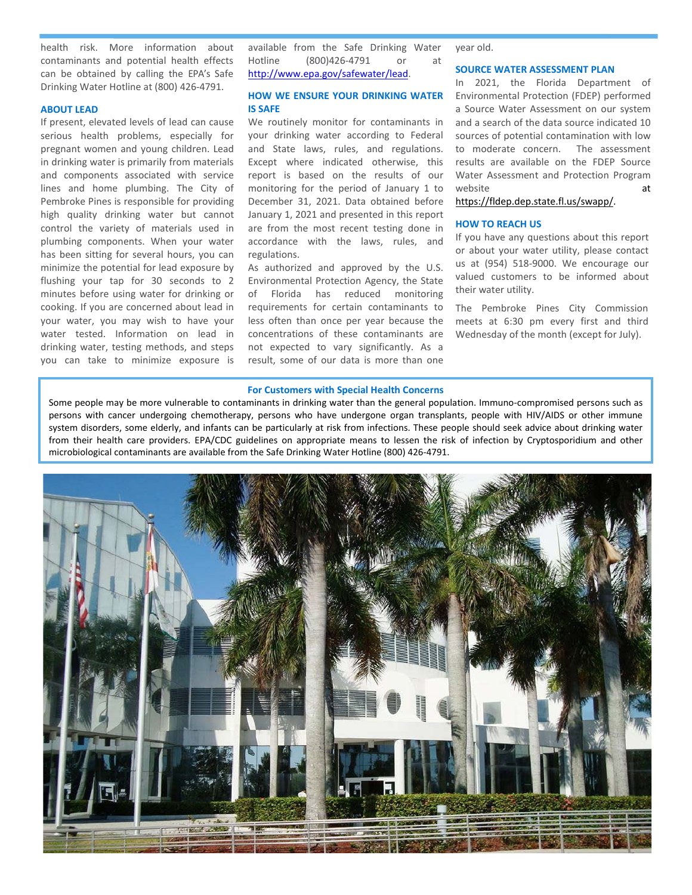health risk. More information about contaminants and potential health effects can be obtained by calling the EPA's Safe Drinking Water Hotline at (800) 426-4791.

### ABOUT LEAD

If present, elevated levels of lead can cause serious health problems, especially for pregnant women and young children. Lead in drinking water is primarily from materials and components associated with service lines and home plumbing. The City of Pembroke Pines is responsible for providing high quality drinking water but cannot control the variety of materials used in plumbing components. When your water has been sitting for several hours, you can minimize the potential for lead exposure by flushing your tap for 30 seconds to 2 minutes before using water for drinking or cooking. If you are concerned about lead in your water, you may wish to have your water tested. Information on lead in drinking water, testing methods, and steps you can take to minimize exposure is available from the Safe Drinking Water Hotline (800)426-4791 or at http://www.epa.gov/safewater/lead.

### HOW WE ENSURE YOUR DRINKING WATER IS SAFE

We routinely monitor for contaminants in your drinking water according to Federal and State laws, rules, and regulations. Except where indicated otherwise, this report is based on the results of our monitoring for the period of January 1 to December 31, 2021. Data obtained before January 1, 2021 and presented in this report are from the most recent testing done in accordance with the laws, rules, and regulations.

As authorized and approved by the U.S. Environmental Protection Agency, the State of Florida has reduced monitoring requirements for certain contaminants to less often than once per year because the concentrations of these contaminants are not expected to vary significantly. As a result, some of our data is more than one year old.

### SOURCE WATER ASSESSMENT PLAN

In 2021, the Florida Department of Environmental Protection (FDEP) performed a Source Water Assessment on our system and a search of the data source indicated 10 sources of potential contamination with low to moderate concern. The assessment results are available on the FDEP Source Water Assessment and Protection Program website at https://fldep.dep.state.fl.us/swapp/.

### HOW TO REACH US

If you have any questions about this report or about your water utility, please contact us at (954) 518-9000. We encourage our valued customers to be informed about their water utility.

The Pembroke Pines City Commission meets at 6:30 pm every first and third Wednesday of the month (except for July).

### For Customers with Special Health Concerns

Some people may be more vulnerable to contaminants in drinking water than the general population. Immuno-compromised persons such as persons with cancer undergoing chemotherapy, persons who have undergone organ transplants, people with HIV/AIDS or other immune system disorders, some elderly, and infants can be particularly at risk from infections. These people should seek advice about drinking water from their health care providers. EPA/CDC guidelines on appropriate means to lessen the risk of infection by Cryptosporidium and other microbiological contaminants are available from the Safe Drinking Water Hotline (800) 426-4791.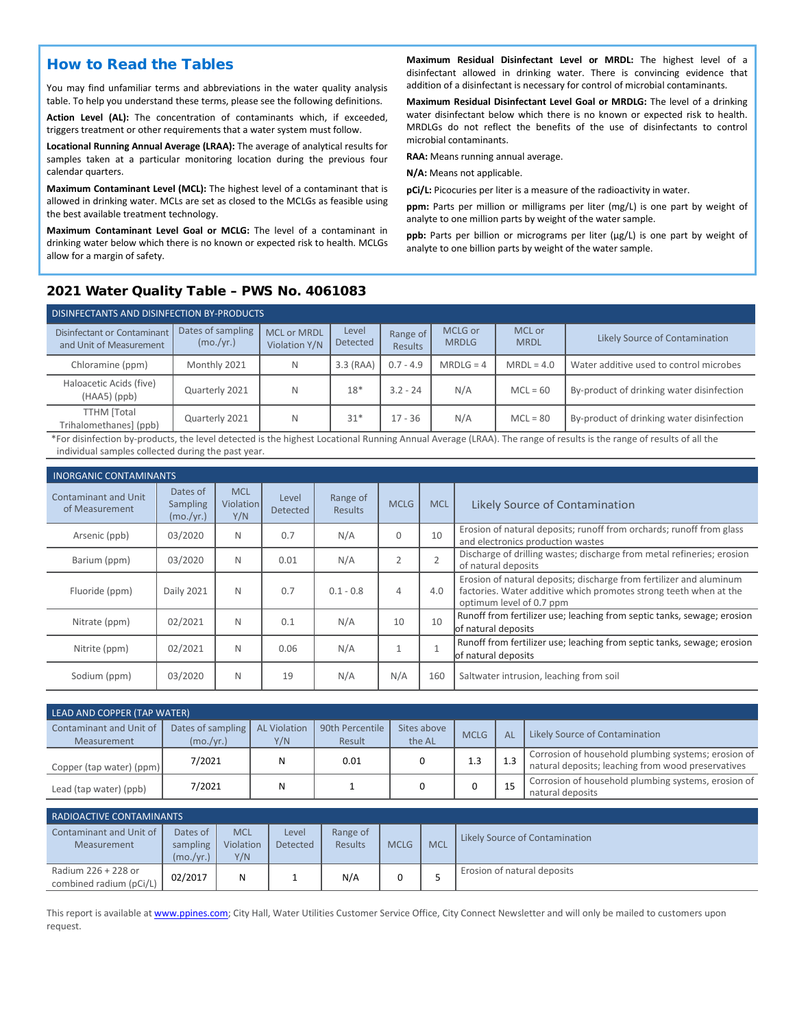## How to Read the Tables

You may find unfamiliar terms and abbreviations in the water quality analysis table. To help you understand these terms, please see the following definitions.

**Action Level (AL):** The concentration of contaminants which, if exceeded, triggers treatment or other requirements that a water system must follow.

**Locational Running Annual Average (LRAA):** The average of analytical results for samples taken at a particular monitoring location during the previous four calendar quarters.

**Maximum Contaminant Level (MCL):** The highest level of a contaminant that is allowed in drinking water. MCLs are set as closed to the MCLGs as feasible using the best available treatment technology.

**Maximum Contaminant Level Goal or MCLG:** The level of a contaminant in drinking water below which there is no known or expected risk to health. MCLGs allow for a margin of safety.

**Maximum Residual Disinfectant Level or MRDL:** The highest level of a disinfectant allowed in drinking water. There is convincing evidence that addition of a disinfectant is necessary for control of microbial contaminants.

**Maximum Residual Disinfectant Level Goal or MRDLG:** The level of a drinking water disinfectant below which there is no known or expected risk to health. MRDLGs do not reflect the benefits of the use of disinfectants to control microbial contaminants.

**RAA:** Means running annual average.

**N/A:** Means not applicable.

**pCi/L:** Picocuries per liter is a measure of the radioactivity in water.

**ppm:** Parts per million or milligrams per liter (mg/L) is one part by weight of analyte to one million parts by weight of the water sample.

**ppb:** Parts per billion or micrograms per liter (µg/L) is one part by weight of analyte to one billion parts by weight of the water sample.

## 2021 Water Quality Table – PWS No. 4061083

**DISINFECTANTS AND DISINFECTION BY-PRODUCTS**

| Disinfectant or Contaminant and Unit of Measurement | Dates of sampling (mo./yr.) | MCL or MRDL Violation Y/N | Level Detected | Range of Results | MCLG or MRDLG | MCL or MRDL | Likely Source of Contamination |
|---|---|---|---|---|---|---|---|
| Chloramine (ppm) | Monthly 2021 | N | 3.3 (RAA) | 0.7 - 4.9 | MRDLG = 4 | MRDL = 4.0 | Water additive used to control microbes |
| Haloacetic Acids (five) (HAA5) (ppb) | Quarterly 2021 | N | 18* | 3.2 - 24 | N/A | MCL = 60 | By-product of drinking water disinfection |
| TTHM [Total Trihalomethanes] (ppb) | Quarterly 2021 | N | 31* | 17 - 36 | N/A | MCL = 80 | By-product of drinking water disinfection |

*For disinfection by-products, the level detected is the highest Locational Running Annual Average (LRAA). The range of results is the range of results of all the individual samples collected during the past year.

**INORGANIC CONTAMINANTS**

| Contaminant and Unit of Measurement | Dates of Sampling (mo./yr.) | MCL Violation Y/N | Level Detected | Range of Results | MCLG | MCL | Likely Source of Contamination |
|---|---|---|---|---|---|---|---|
| Arsenic (ppb) | 03/2020 | N | 0.7 | N/A | 0 | 10 | Erosion of natural deposits; runoff from orchards; runoff from glass and electronics production wastes |
| Barium (ppm) | 03/2020 | N | 0.01 | N/A | 2 | 2 | Discharge of drilling wastes; discharge from metal refineries; erosion of natural deposits |
| Fluoride (ppm) | Daily 2021 | N | 0.7 | 0.1 - 0.8 | 4 | 4.0 | Erosion of natural deposits; discharge from fertilizer and aluminum factories. Water additive which promotes strong teeth when at the optimum level of 0.7 ppm |
| Nitrate (ppm) | 02/2021 | N | 0.1 | N/A | 10 | 10 | Runoff from fertilizer use; leaching from septic tanks, sewage; erosion of natural deposits |
| Nitrite (ppm) | 02/2021 | N | 0.06 | N/A | 1 | 1 | Runoff from fertilizer use; leaching from septic tanks, sewage; erosion of natural deposits |
| Sodium (ppm) | 03/2020 | N | 19 | N/A | N/A | 160 | Saltwater intrusion, leaching from soil |

**LEAD AND COPPER (TAP WATER)**

| Contaminant and Unit of Measurement | Dates of sampling (mo./yr.) | AL Violation Y/N | 90th Percentile Result | Sites above the AL | MCLG | AL | Likely Source of Contamination |
|---|---|---|---|---|---|---|---|
| Copper (tap water) (ppm) | 7/2021 | N | 0.01 | 0 | 1.3 | 1.3 | Corrosion of household plumbing systems; erosion of natural deposits; leaching from wood preservatives |
| Lead (tap water) (ppb) | 7/2021 | N | 1 | 0 | 0 | 15 | Corrosion of household plumbing systems, erosion of natural deposits |

**RADIOACTIVE CONTAMINANTS**

| Contaminant and Unit of Measurement | Dates of sampling (mo./yr.) | MCL Violation Y/N | Level Detected | Range of Results | MCLG | MCL | Likely Source of Contamination |
|---|---|---|---|---|---|---|---|
| Radium 226 + 228 or combined radium (pCi/L) | 02/2017 | N | 1 | N/A | 0 | 5 | Erosion of natural deposits |

This report is available at www.ppines.com; City Hall, Water Utilities Customer Service Office, City Connect Newsletter and will only be mailed to customers upon request.